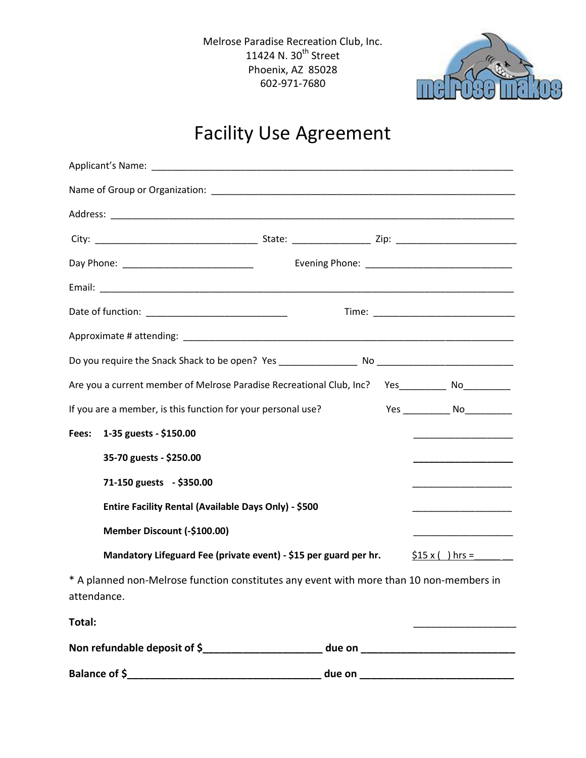Melrose Paradise Recreation Club, Inc.
11424 N. 30th Street
Phoenix, AZ 85028
602-971-7680

# Facility Use Agreement

Applicant's Name: ___________________________________________________________________

Name of Group or Organization: _______________________________________________________

Address: ___________________________________________________________________________

City: ______________________________ State: ______________ Zip: ______________________

Day Phone: _________________________ Evening Phone: ____________________________

Email: _____________________________________________________________________________

Date of function: __________________________ Time: ___________________________

Approximate # attending: ____________________________________________________________

Do you require the Snack Shack to be open? Yes ______________ No _________________________

Are you a current member of Melrose Paradise Recreational Club, Inc? Yes_________ No_________

If you are a member, is this function for your personal use? Yes _________ No_________

| **Fees:** | | |
|---|---|---|
| | **1-35 guests - $150.00** | ___________________ |
| | **35-70 guests - $250.00** | ___________________ |
| | **71-150 guests - $350.00** | ___________________ |
| | **Entire Facility Rental (Available Days Only) - $500** | ___________________ |
| | **Member Discount (-$100.00)** | ___________________ |
| | **Mandatory Lifeguard Fee (private event) - $15 per guard per hr.** | $15 x ( ) hrs =_______ |

* A planned non-Melrose function constitutes any event with more than 10 non-members in attendance.

**Total:** ___________________

**Non refundable deposit of $_____________________ due on ____________________________**

**Balance of $__________________________________ due on ___________________________**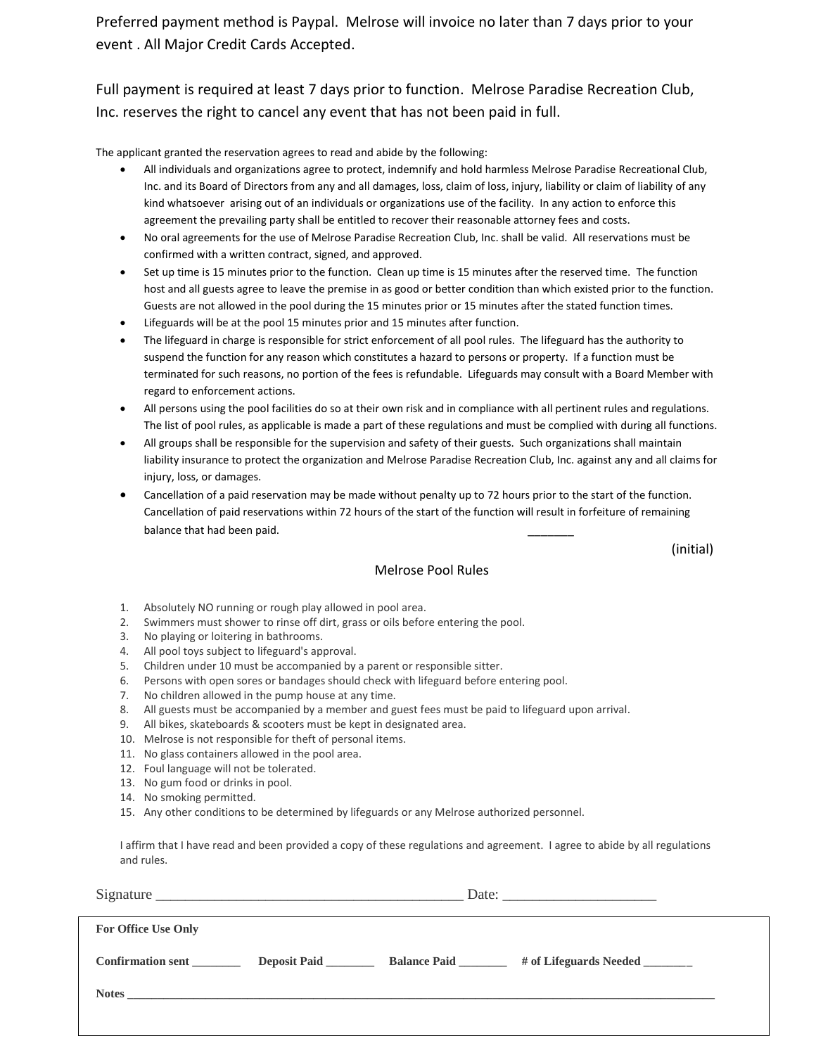Preferred payment method is Paypal. Melrose will invoice no later than 7 days prior to your event . All Major Credit Cards Accepted.

Full payment is required at least 7 days prior to function. Melrose Paradise Recreation Club, Inc. reserves the right to cancel any event that has not been paid in full.

The applicant granted the reservation agrees to read and abide by the following:

- All individuals and organizations agree to protect, indemnify and hold harmless Melrose Paradise Recreational Club, Inc. and its Board of Directors from any and all damages, loss, claim of loss, injury, liability or claim of liability of any kind whatsoever arising out of an individuals or organizations use of the facility. In any action to enforce this agreement the prevailing party shall be entitled to recover their reasonable attorney fees and costs.
- No oral agreements for the use of Melrose Paradise Recreation Club, Inc. shall be valid. All reservations must be confirmed with a written contract, signed, and approved.
- Set up time is 15 minutes prior to the function. Clean up time is 15 minutes after the reserved time. The function host and all guests agree to leave the premise in as good or better condition than which existed prior to the function. Guests are not allowed in the pool during the 15 minutes prior or 15 minutes after the stated function times.
- Lifeguards will be at the pool 15 minutes prior and 15 minutes after function.
- The lifeguard in charge is responsible for strict enforcement of all pool rules. The lifeguard has the authority to suspend the function for any reason which constitutes a hazard to persons or property. If a function must be terminated for such reasons, no portion of the fees is refundable. Lifeguards may consult with a Board Member with regard to enforcement actions.
- All persons using the pool facilities do so at their own risk and in compliance with all pertinent rules and regulations. The list of pool rules, as applicable is made a part of these regulations and must be complied with during all functions.
- All groups shall be responsible for the supervision and safety of their guests. Such organizations shall maintain liability insurance to protect the organization and Melrose Paradise Recreation Club, Inc. against any and all claims for injury, loss, or damages.
- Cancellation of a paid reservation may be made without penalty up to 72 hours prior to the start of the function. Cancellation of paid reservations within 72 hours of the start of the function will result in forfeiture of remaining balance that had been paid. _______

(initial)

## Melrose Pool Rules

1. Absolutely NO running or rough play allowed in pool area.
2. Swimmers must shower to rinse off dirt, grass or oils before entering the pool.
3. No playing or loitering in bathrooms.
4. All pool toys subject to lifeguard's approval.
5. Children under 10 must be accompanied by a parent or responsible sitter.
6. Persons with open sores or bandages should check with lifeguard before entering pool.
7. No children allowed in the pump house at any time.
8. All guests must be accompanied by a member and guest fees must be paid to lifeguard upon arrival.
9. All bikes, skateboards & scooters must be kept in designated area.
10. Melrose is not responsible for theft of personal items.
11. No glass containers allowed in the pool area.
12. Foul language will not be tolerated.
13. No gum food or drinks in pool.
14. No smoking permitted.
15. Any other conditions to be determined by lifeguards or any Melrose authorized personnel.

I affirm that I have read and been provided a copy of these regulations and agreement. I agree to abide by all regulations and rules.

Signature ____________________________________________ Date: ______________________

**For Office Use Only**

**Confirmation sent** ________ **Deposit Paid** ________ **Balance Paid** ________ **# of Lifeguards Needed** ________

**Notes** ____________________________________________________________________________________________